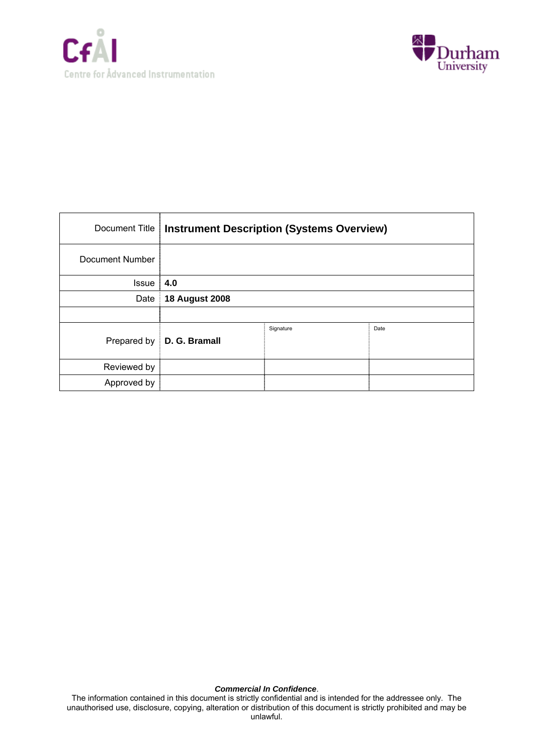CfAI

Centre for Advanced Instrumentation

Durham University

| Document Title | **Instrument Description (Systems Overview)** | | |
|---|---|---|---|
| Document Number | | | |
| Issue | **4.0** | | |
| Date | **18 August 2008** | | |
| | | | |
| Prepared by | **D. G. Bramall** | Signature | Date |
| Reviewed by | | | |
| Approved by | | | |

***Commercial In Confidence***.

The information contained in this document is strictly confidential and is intended for the addressee only. The unauthorised use, disclosure, copying, alteration or distribution of this document is strictly prohibited and may be unlawful.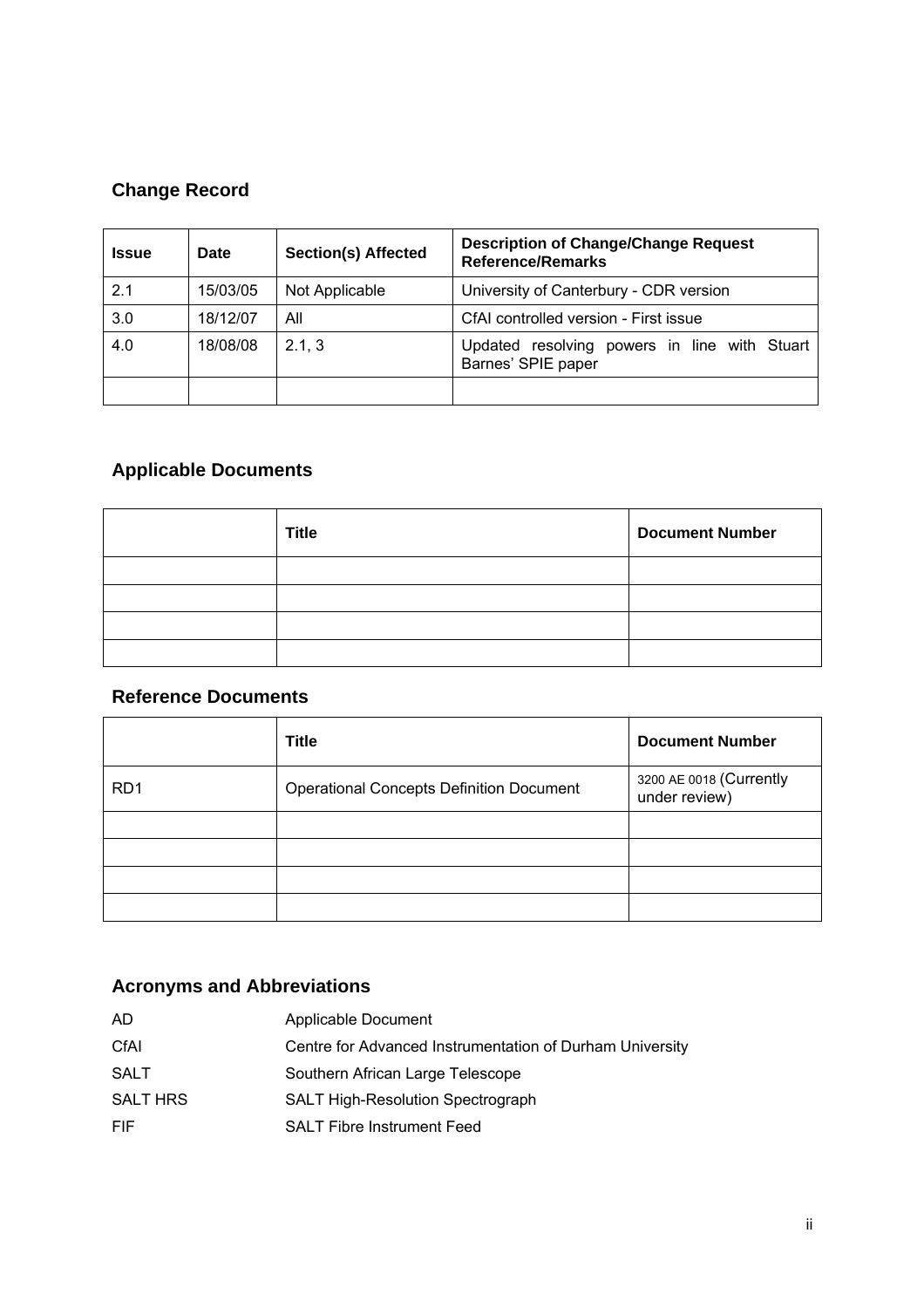## Change Record

| Issue | Date | Section(s) Affected | Description of Change/Change Request Reference/Remarks |
| --- | --- | --- | --- |
| 2.1 | 15/03/05 | Not Applicable | University of Canterbury - CDR version |
| 3.0 | 18/12/07 | All | CfAI controlled version - First issue |
| 4.0 | 18/08/08 | 2.1, 3 | Updated resolving powers in line with Stuart Barnes' SPIE paper |
| | | | |

## Applicable Documents

| | Title | Document Number |
| --- | --- | --- |
| | | |
| | | |
| | | |
| | | |

## Reference Documents

| | Title | Document Number |
| --- | --- | --- |
| RD1 | Operational Concepts Definition Document | 3200 AE 0018 (Currently under review) |
| | | |
| | | |
| | | |
| | | |

## Acronyms and Abbreviations

| | |
| --- | --- |
| AD | Applicable Document |
| CfAI | Centre for Advanced Instrumentation of Durham University |
| SALT | Southern African Large Telescope |
| SALT HRS | SALT High-Resolution Spectrograph |
| FIF | SALT Fibre Instrument Feed |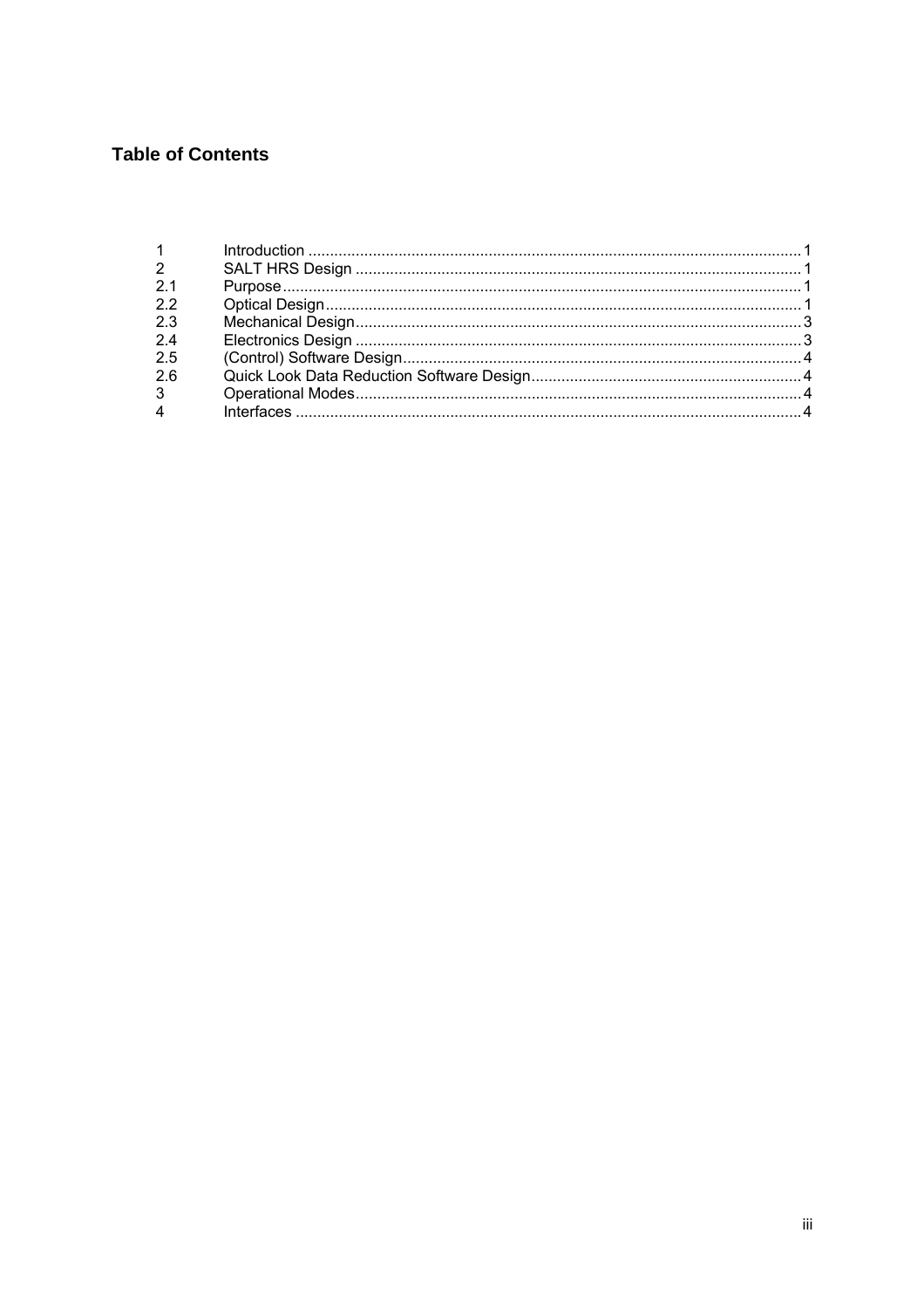## Table of Contents

| | | |
|---|---|---|
| 1 | Introduction | 1 |
| 2 | SALT HRS Design | 1 |
| 2.1 | Purpose | 1 |
| 2.2 | Optical Design | 1 |
| 2.3 | Mechanical Design | 3 |
| 2.4 | Electronics Design | 3 |
| 2.5 | (Control) Software Design | 4 |
| 2.6 | Quick Look Data Reduction Software Design | 4 |
| 3 | Operational Modes | 4 |
| 4 | Interfaces | 4 |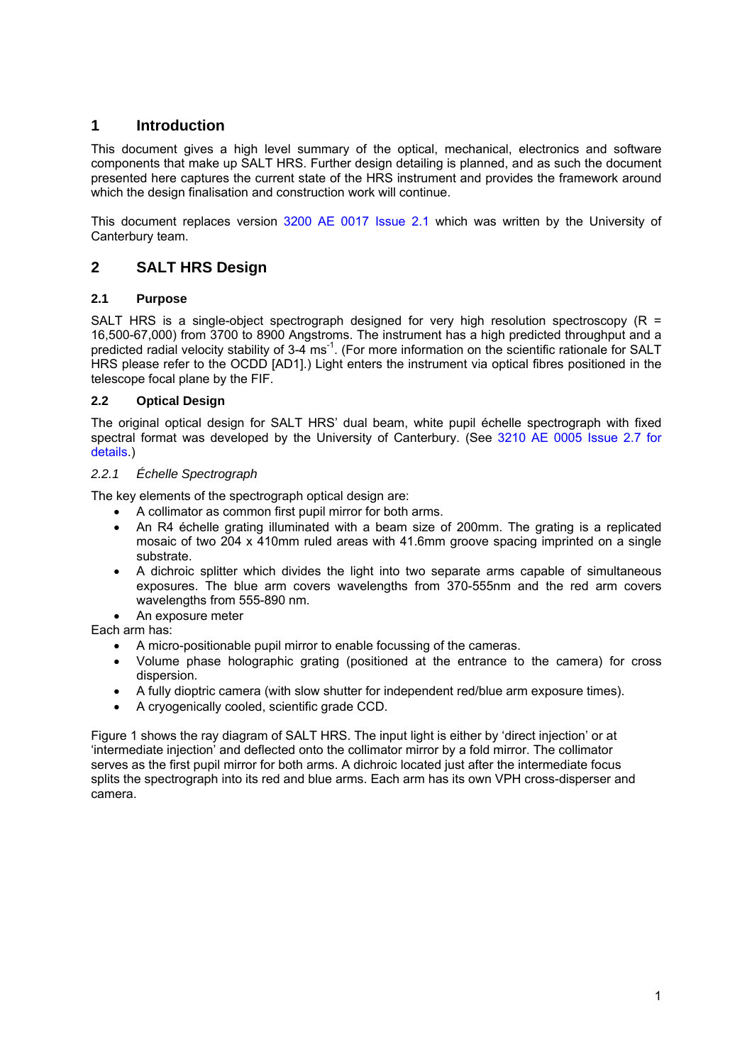# 1 Introduction

This document gives a high level summary of the optical, mechanical, electronics and software components that make up SALT HRS. Further design detailing is planned, and as such the document presented here captures the current state of the HRS instrument and provides the framework around which the design finalisation and construction work will continue.

This document replaces version 3200 AE 0017 Issue 2.1 which was written by the University of Canterbury team.

# 2 SALT HRS Design

## 2.1 Purpose

SALT HRS is a single-object spectrograph designed for very high resolution spectroscopy (R = 16,500-67,000) from 3700 to 8900 Angstroms. The instrument has a high predicted throughput and a predicted radial velocity stability of 3-4 $ms^{-1}$. (For more information on the scientific rationale for SALT HRS please refer to the OCDD [AD1].) Light enters the instrument via optical fibres positioned in the telescope focal plane by the FIF.

## 2.2 Optical Design

The original optical design for SALT HRS' dual beam, white pupil échelle spectrograph with fixed spectral format was developed by the University of Canterbury. (See 3210 AE 0005 Issue 2.7 for details.)

### *2.2.1 Échelle Spectrograph*

The key elements of the spectrograph optical design are:

- A collimator as common first pupil mirror for both arms.
- An R4 échelle grating illuminated with a beam size of 200mm. The grating is a replicated mosaic of two 204 x 410mm ruled areas with 41.6mm groove spacing imprinted on a single substrate.
- A dichroic splitter which divides the light into two separate arms capable of simultaneous exposures. The blue arm covers wavelengths from 370-555nm and the red arm covers wavelengths from 555-890 nm.
- An exposure meter

Each arm has:

- A micro-positionable pupil mirror to enable focussing of the cameras.
- Volume phase holographic grating (positioned at the entrance to the camera) for cross dispersion.
- A fully dioptric camera (with slow shutter for independent red/blue arm exposure times).
- A cryogenically cooled, scientific grade CCD.

Figure 1 shows the ray diagram of SALT HRS. The input light is either by 'direct injection' or at 'intermediate injection' and deflected onto the collimator mirror by a fold mirror. The collimator serves as the first pupil mirror for both arms. A dichroic located just after the intermediate focus splits the spectrograph into its red and blue arms. Each arm has its own VPH cross-disperser and camera.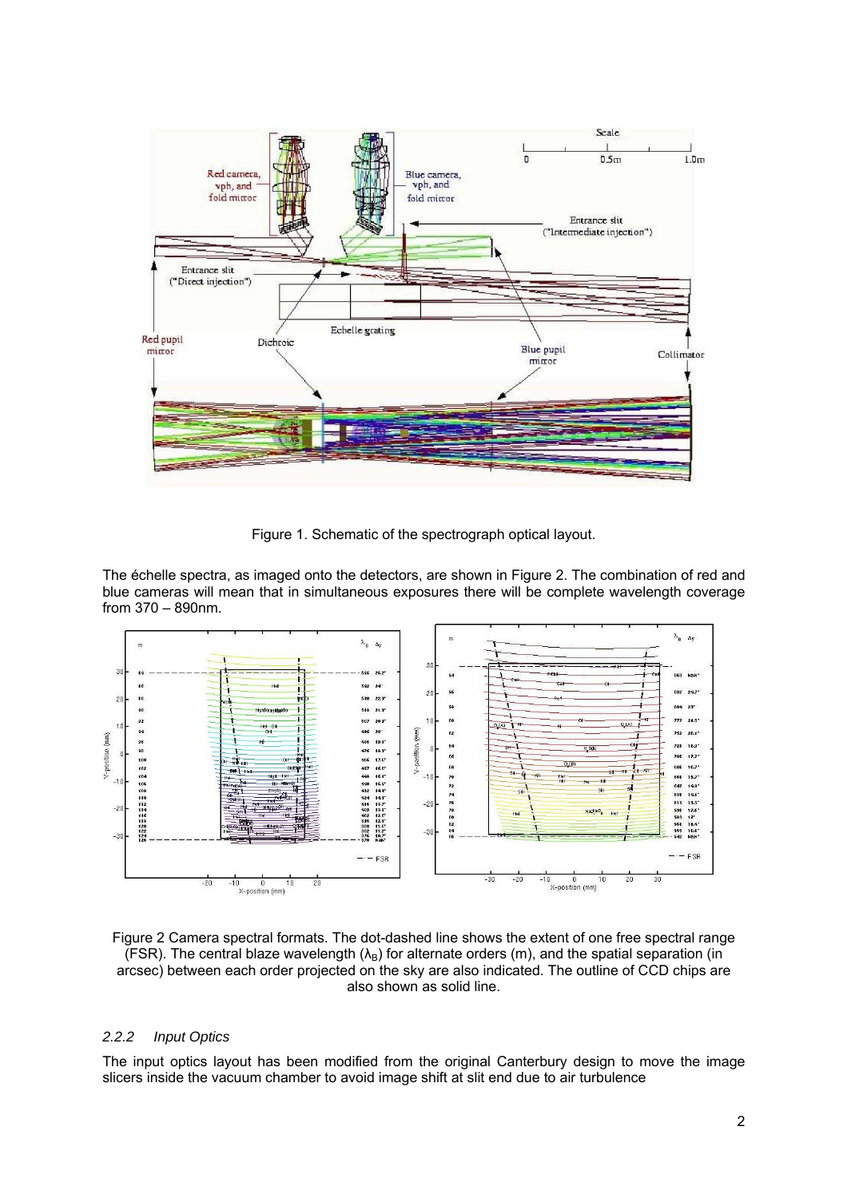Figure 1. Schematic of the spectrograph optical layout.

The échelle spectra, as imaged onto the detectors, are shown in Figure 2. The combination of red and blue cameras will mean that in simultaneous exposures there will be complete wavelength coverage from 370 – 890nm.

Figure 2 Camera spectral formats. The dot-dashed line shows the extent of one free spectral range (FSR). The central blaze wavelength ($\lambda_B$) for alternate orders (m), and the spatial separation (in arcsec) between each order projected on the sky are also indicated. The outline of CCD chips are also shown as solid line.

### *2.2.2 Input Optics*

The input optics layout has been modified from the original Canterbury design to move the image slicers inside the vacuum chamber to avoid image shift at slit end due to air turbulence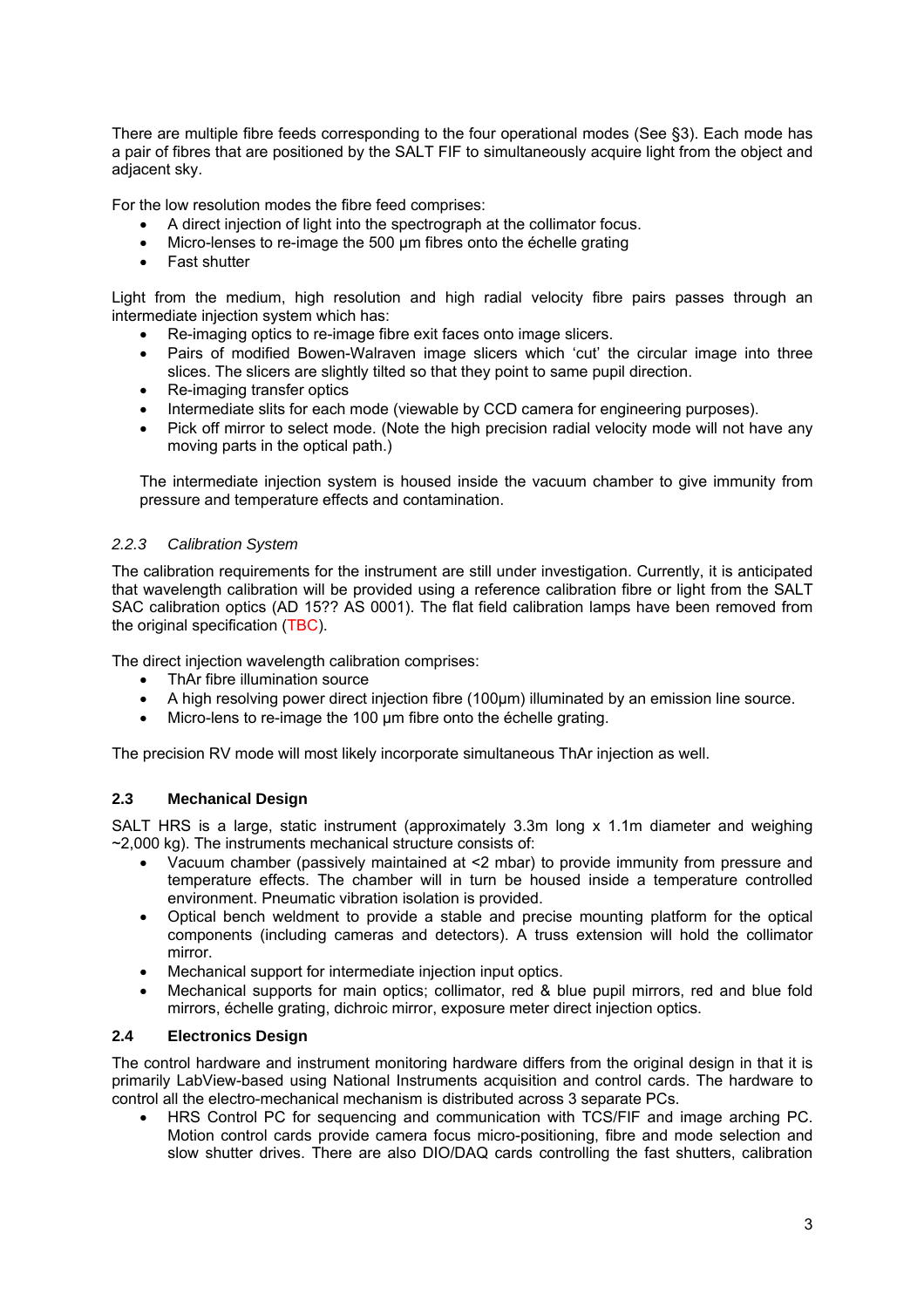There are multiple fibre feeds corresponding to the four operational modes (See §3). Each mode has a pair of fibres that are positioned by the SALT FIF to simultaneously acquire light from the object and adjacent sky.

For the low resolution modes the fibre feed comprises:

- A direct injection of light into the spectrograph at the collimator focus.
- Micro-lenses to re-image the 500 µm fibres onto the échelle grating
- Fast shutter

Light from the medium, high resolution and high radial velocity fibre pairs passes through an intermediate injection system which has:

- Re-imaging optics to re-image fibre exit faces onto image slicers.
- Pairs of modified Bowen-Walraven image slicers which 'cut' the circular image into three slices. The slicers are slightly tilted so that they point to same pupil direction.
- Re-imaging transfer optics
- Intermediate slits for each mode (viewable by CCD camera for engineering purposes).
- Pick off mirror to select mode. (Note the high precision radial velocity mode will not have any moving parts in the optical path.)

The intermediate injection system is housed inside the vacuum chamber to give immunity from pressure and temperature effects and contamination.

### *2.2.3 Calibration System*

The calibration requirements for the instrument are still under investigation. Currently, it is anticipated that wavelength calibration will be provided using a reference calibration fibre or light from the SALT SAC calibration optics (AD 15?? AS 0001). The flat field calibration lamps have been removed from the original specification (TBC).

The direct injection wavelength calibration comprises:

- ThAr fibre illumination source
- A high resolving power direct injection fibre (100µm) illuminated by an emission line source.
- Micro-lens to re-image the 100 µm fibre onto the échelle grating.

The precision RV mode will most likely incorporate simultaneous ThAr injection as well.

## **2.3 Mechanical Design**

SALT HRS is a large, static instrument (approximately 3.3m long x 1.1m diameter and weighing ~2,000 kg). The instruments mechanical structure consists of:

- Vacuum chamber (passively maintained at <2 mbar) to provide immunity from pressure and temperature effects. The chamber will in turn be housed inside a temperature controlled environment. Pneumatic vibration isolation is provided.
- Optical bench weldment to provide a stable and precise mounting platform for the optical components (including cameras and detectors). A truss extension will hold the collimator mirror.
- Mechanical support for intermediate injection input optics.
- Mechanical supports for main optics; collimator, red & blue pupil mirrors, red and blue fold mirrors, échelle grating, dichroic mirror, exposure meter direct injection optics.

## **2.4 Electronics Design**

The control hardware and instrument monitoring hardware differs from the original design in that it is primarily LabView-based using National Instruments acquisition and control cards. The hardware to control all the electro-mechanical mechanism is distributed across 3 separate PCs.

- HRS Control PC for sequencing and communication with TCS/FIF and image arching PC. Motion control cards provide camera focus micro-positioning, fibre and mode selection and slow shutter drives. There are also DIO/DAQ cards controlling the fast shutters, calibration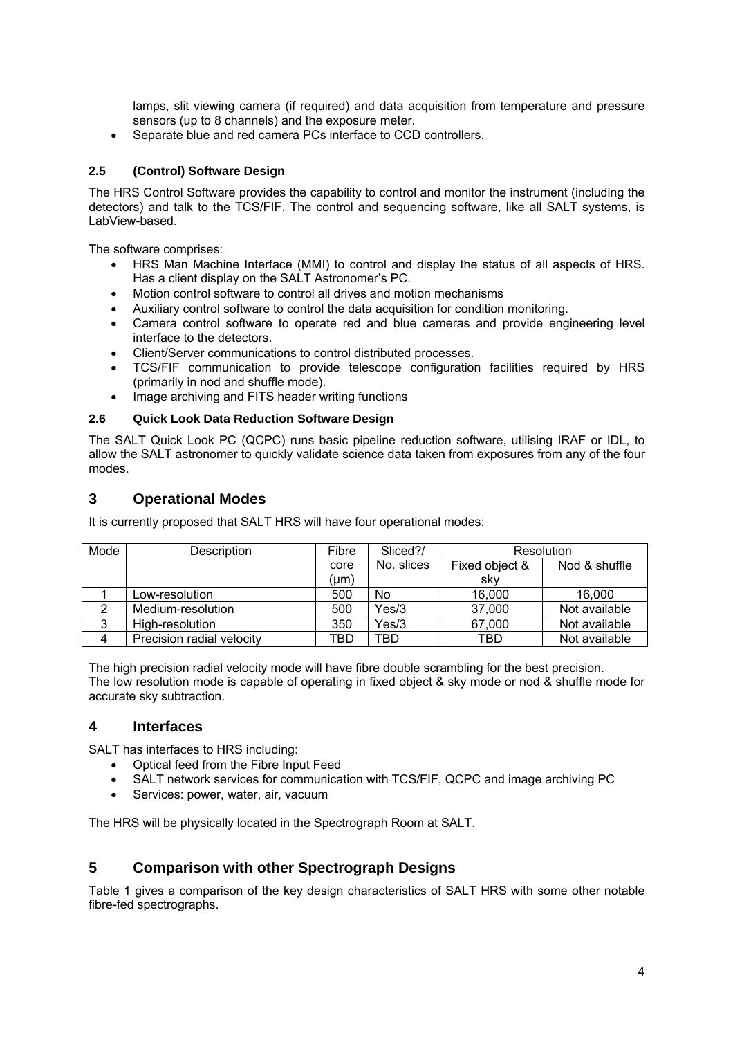lamps, slit viewing camera (if required) and data acquisition from temperature and pressure sensors (up to 8 channels) and the exposure meter.

- Separate blue and red camera PCs interface to CCD controllers.

### 2.5 (Control) Software Design

The HRS Control Software provides the capability to control and monitor the instrument (including the detectors) and talk to the TCS/FIF. The control and sequencing software, like all SALT systems, is LabView-based.

The software comprises:

- HRS Man Machine Interface (MMI) to control and display the status of all aspects of HRS. Has a client display on the SALT Astronomer's PC.
- Motion control software to control all drives and motion mechanisms
- Auxiliary control software to control the data acquisition for condition monitoring.
- Camera control software to operate red and blue cameras and provide engineering level interface to the detectors.
- Client/Server communications to control distributed processes.
- TCS/FIF communication to provide telescope configuration facilities required by HRS (primarily in nod and shuffle mode).
- Image archiving and FITS header writing functions

### 2.6 Quick Look Data Reduction Software Design

The SALT Quick Look PC (QCPC) runs basic pipeline reduction software, utilising IRAF or IDL, to allow the SALT astronomer to quickly validate science data taken from exposures from any of the four modes.

## 3 Operational Modes

It is currently proposed that SALT HRS will have four operational modes:

| Mode | Description | Fibre core (μm) | Sliced?/ No. slices | Resolution | |
|---|---|---|---|---|---|
| | | | | Fixed object & sky | Nod & shuffle |
| 1 | Low-resolution | 500 | No | 16,000 | 16,000 |
| 2 | Medium-resolution | 500 | Yes/3 | 37,000 | Not available |
| 3 | High-resolution | 350 | Yes/3 | 67,000 | Not available |
| 4 | Precision radial velocity | TBD | TBD | TBD | Not available |

The high precision radial velocity mode will have fibre double scrambling for the best precision.
The low resolution mode is capable of operating in fixed object & sky mode or nod & shuffle mode for accurate sky subtraction.

## 4 Interfaces

SALT has interfaces to HRS including:

- Optical feed from the Fibre Input Feed
- SALT network services for communication with TCS/FIF, QCPC and image archiving PC
- Services: power, water, air, vacuum

The HRS will be physically located in the Spectrograph Room at SALT.

## 5 Comparison with other Spectrograph Designs

Table 1 gives a comparison of the key design characteristics of SALT HRS with some other notable fibre-fed spectrographs.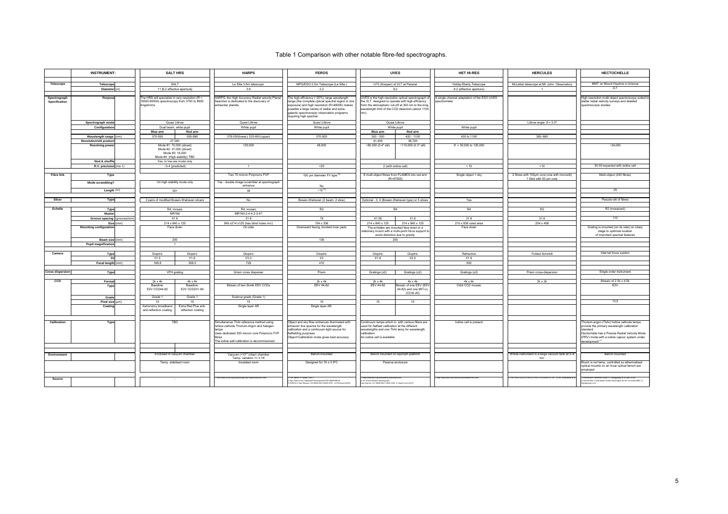Table 1 Comparison with other notable fibre-fed spectrographs.

| | INSTRUMENT: | SALT HRS | | HARPS | FEROS | UVES | | HET HI-RES | HERCULES | HECTOCHELLE |
|---|---|---|---|---|---|---|---|---|---|---|
| Telescope | Telescope | SALT | | La Silla 3.6m telescope | MPG/ESO 2.2m Telescope (La Silla) | UT2 (Kueyen) of VLT at Paranal | | Hobby-Eberly Telescope | McLellan telescope at Mt. John Observatory | MMT on Mount Hopkins in Arizona |
| | Diameter (m) | 11 [9.2 effective aperture] | | 3.6 | 2.2 | 8.2 | | 9.2 (effective aperture) | 1 | 6.7 |
| Spectrograph Specification | Purpose | The HRS will specialize in very resolution (R = 16500-65000) spectroscopy from 3700 to 8900 Angstroms | | HARPS, the High Accuracy Radial velocity Planet Searcher is dedicated to the discovery of extrasolar planets. | The high efficiency (~20%), large wavelength range (the complete optical spectral region in one exposure) and high resolution (R=48000) makes possible a large variety of stellar and extra-galactic spectroscopic observation programs requiring high spectral | UVES is the high-resolution optical spectrograph of the VLT designed to operate with high efficiency from the atmospheric cut-off at 300 nm to the long wavelength limit of the CCD detectors (about 1100 nm). | | A single channel adaptation of the ESO UVES spectrometer | | High resolution multi-object spectroscopy suited to stellar radial velocity surveys and detailed spectroscopic studies |
| | Spectrograph mode | Quasi Littrow | | Quasi Littrow | Quasi Littrow | Quasi-Littrow | | | Littrow angle, θ = 3.0° | |
| | Configuration | Dual beam, white pupil | | White pupil | White pupil | White pupil | | White pupil | | |
| | | Blue arm | Red arm | | | Blue arm | Red arm | | | |
| | Wavelength range (nm) | 370-555 | 555-890 | 378-530(lower); 533-691(upper) | 370-920 | 300 - 500 | 420 - 1100 | 420 to 1100 | 380–880 | |
| | Resolution/slit product | 27,000 | | | | 41,400 | 38,700 | | | |
| | Resolving power | Mode #1: 70,000 (sliced) Mode #2: 37,000 (sliced) Mode #3: 16,000 Mode #4: (High stability) TBD | | 120,000 | 48,000 | ~80,000 (0.4" slit) | ~110,000 (0.3" slit) | R = 30,000 to 120,000 | | ~34,000 |
| | Nod & shuffle | Yes, in low-res mode only | | | | | | | | |
| | R.V. precision (ms-1) | ~3-4 (predicted) | | 1 | <25 | 2 (with iodine cell) | | < 10 | <10 | 30-50 expected with iodine cell |
| Fibre link | Type | | | Two 70 micron Polymicro FVP | 100 µm diameter FV type [1] | 8 multi-object fibres from FLAMES into red arm (R=47000) | | Single object + sky | 2 fibres with 100µm core (one with microslit) 1 fibre with 50 µm core | Multi-object (240 fibres) |
| | Mode scrambling? | On high stability mode only | | Yes - double image scrambler at spectrograph entrance | No | | | | | |
| | Length (m) | 35+ | | 38 | ~15 [3] | | | | | 25 |
| Slicer | Type | 2 pairs of modified Bowen-Walraven slicers | | No | Bowen-Walraven (2 beam, 2 slice) | Optional - 3, 4 (Bowen-Walraven type) or 5 slices | | Yes | | Pseudo-slit of fibres |
| Echelle | Type | R4, mosaic | | R4, mosaic | R2 | R4 | | R4 | R2 | R2 (mosaiced) |
| | Master | MR166 | | MR160-2-4-4.2-2-4? | | | | | | |
| | Groove spacing (grooves/mm) | 41.6 | | 31.6 | 79 | 41.59 | 31.6 | 31.6 | 31.6 | 110 |
| | Size (mm) | 214 x 840 x 125 | | 840 x214 x125 (has blind holes m/c) | 154 x 306 | 214 x 840 x 125 | 214 x 840 x 125 | 210 x 836 ruled area | 204 x 408 | |
| | Mounting configuration | Face down | | On side | Downward facing, bonded invar pads | The echelles are mounted face down in a stationary mount with a multi-point force support to avoid distortion due to gravity. | | Face down | | Grating is mounted (on its side) on rotary stage to optimize location of important spectral features |
| | Beam size (mm) | 200 | | | 136 | 200 | | | | |
| | Pupil magnification | 1 | | | | | | | | |
| Camera | Type | Dioptric | Dioptric | Dioptric | Dioptric | Dioptric | Dioptric | Refractive | Folded Schmidt | Internal focus system |
| | f/# | f/1.5 | f/1.8 | f/3.3 | f/3 | f/1.8 | f/2.5 | f/1.9 | | |
| | Focal length (mm) | 166.8 | 208.5 | 728 | 410 | | | 500 | | |
| Cross dispersion | Type | VPH grating | | Grism cross disperser | Prism | Gratings (x2) | Gratings (x2) | Gratings (x2) | Prism cross-dispersion | Single order instrument |
| CCD | Format | 2k x 4k | 4k x 4k | | 2k x 4k | 2k x 4k | 4k x 4k | 4k x 4k | 2k x 2k | Mosaic of 2 2k x 4.5k |
| | Type | Baseline: E2V CCD44-82 | Baseline: E2V CCD231-84 | Mosaic of two 2kx4k EEV CCDs | EEV 44-82 | EEV 44-82 | Mosaic of one EEV (EEV 44-82) and one MIT-LL (CCID-20) | Orbit CCD mosaic | | E2V |
| | Grade | Grade 1 | Grade 1 | Science grade (Grade 1) | | | | | | |
| | Pixel size (µm) | 15 | 15 | 15 | 15 | 15 | 15 | | | 13.5 |
| | Coating | Astronomy broadband anti-reflection coating | Extra Red Plus anti-reflection coating | Single layer AR | Single layer AR | | | | | |
| Calibration | Type | TBD | | Simultaneous ThAr reference method using hollow-cathode Thorium-Argon and halogen lamps Uses dedicated 300 micron core Polymicro FVP fibres The iodine self-calibration is decommissioned | Object and sky fiber entrances illuminated with emission line spectra for the wavelength calibration and a continuum-light source for flatfielding purposes Object+Calibration mode gives best accuracy | Continuum lamps which in with various filters are used for flatfield calibration at the different wavelengths and one ThAr lamp for wavelength calibration. An iodine cell is available | | Iodine cell is present | | Thorium-argon (ThAr) hollow cathode lamps provide the primary wavelength calibration standard Hectochelle has a Precise Radial Velocity Mode (PRV) mode with a iodine vapour system under development [1] |
| Environment | | Enclosed in vacuum chamber | | Vacuum (<10⁻² mbar) chamber Temp. variation << 0.1K | Bench-mounted | Bench mounted on nasmyth platform | | | Whole instrument in a large vacuum tank at 2–4 torr | Bench mounted |
| | | Temp. stablised room | | Insulated room | Designed for 18 ± 0.5ºC | Passive enclosure | | | | Room is not temp. controlled so athermalised optical mounts on an Invar optical bench are employed |
| Source | | - | | | | | | | | |